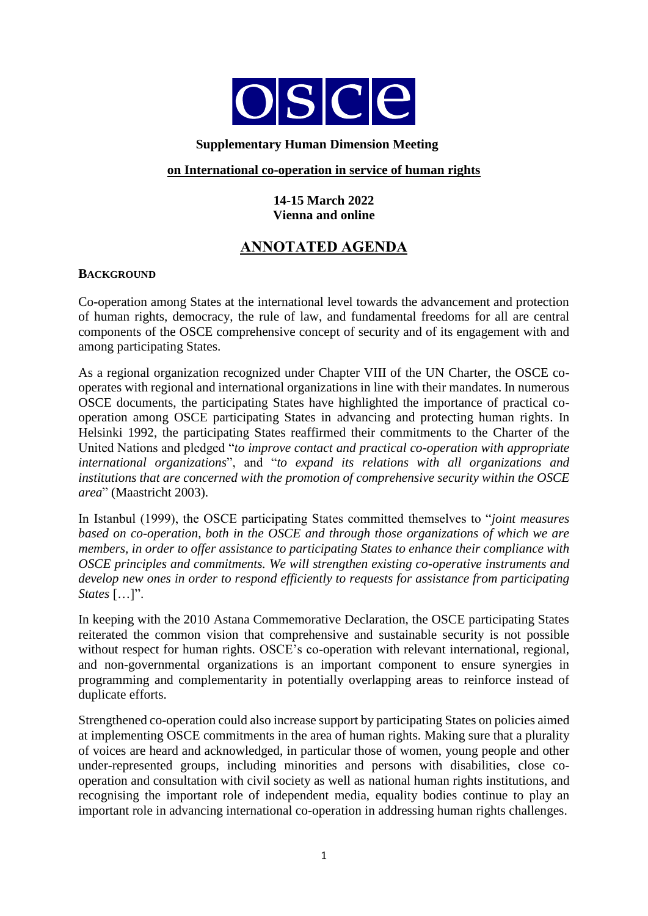OSCE

**Supplementary Human Dimension Meeting**

**on International co-operation in service of human rights**

**14-15 March 2022**
**Vienna and online**

# ANNOTATED AGENDA

## BACKGROUND

Co-operation among States at the international level towards the advancement and protection of human rights, democracy, the rule of law, and fundamental freedoms for all are central components of the OSCE comprehensive concept of security and of its engagement with and among participating States.

As a regional organization recognized under Chapter VIII of the UN Charter, the OSCE co-operates with regional and international organizations in line with their mandates. In numerous OSCE documents, the participating States have highlighted the importance of practical co-operation among OSCE participating States in advancing and protecting human rights. In Helsinki 1992, the participating States reaffirmed their commitments to the Charter of the United Nations and pledged "*to improve contact and practical co-operation with appropriate international organizations*", and "*to expand its relations with all organizations and institutions that are concerned with the promotion of comprehensive security within the OSCE area*" (Maastricht 2003).

In Istanbul (1999), the OSCE participating States committed themselves to "*joint measures based on co-operation, both in the OSCE and through those organizations of which we are members, in order to offer assistance to participating States to enhance their compliance with OSCE principles and commitments. We will strengthen existing co-operative instruments and develop new ones in order to respond efficiently to requests for assistance from participating States* […]".

In keeping with the 2010 Astana Commemorative Declaration, the OSCE participating States reiterated the common vision that comprehensive and sustainable security is not possible without respect for human rights. OSCE's co-operation with relevant international, regional, and non-governmental organizations is an important component to ensure synergies in programming and complementarity in potentially overlapping areas to reinforce instead of duplicate efforts.

Strengthened co-operation could also increase support by participating States on policies aimed at implementing OSCE commitments in the area of human rights. Making sure that a plurality of voices are heard and acknowledged, in particular those of women, young people and other under-represented groups, including minorities and persons with disabilities, close co-operation and consultation with civil society as well as national human rights institutions, and recognising the important role of independent media, equality bodies continue to play an important role in advancing international co-operation in addressing human rights challenges.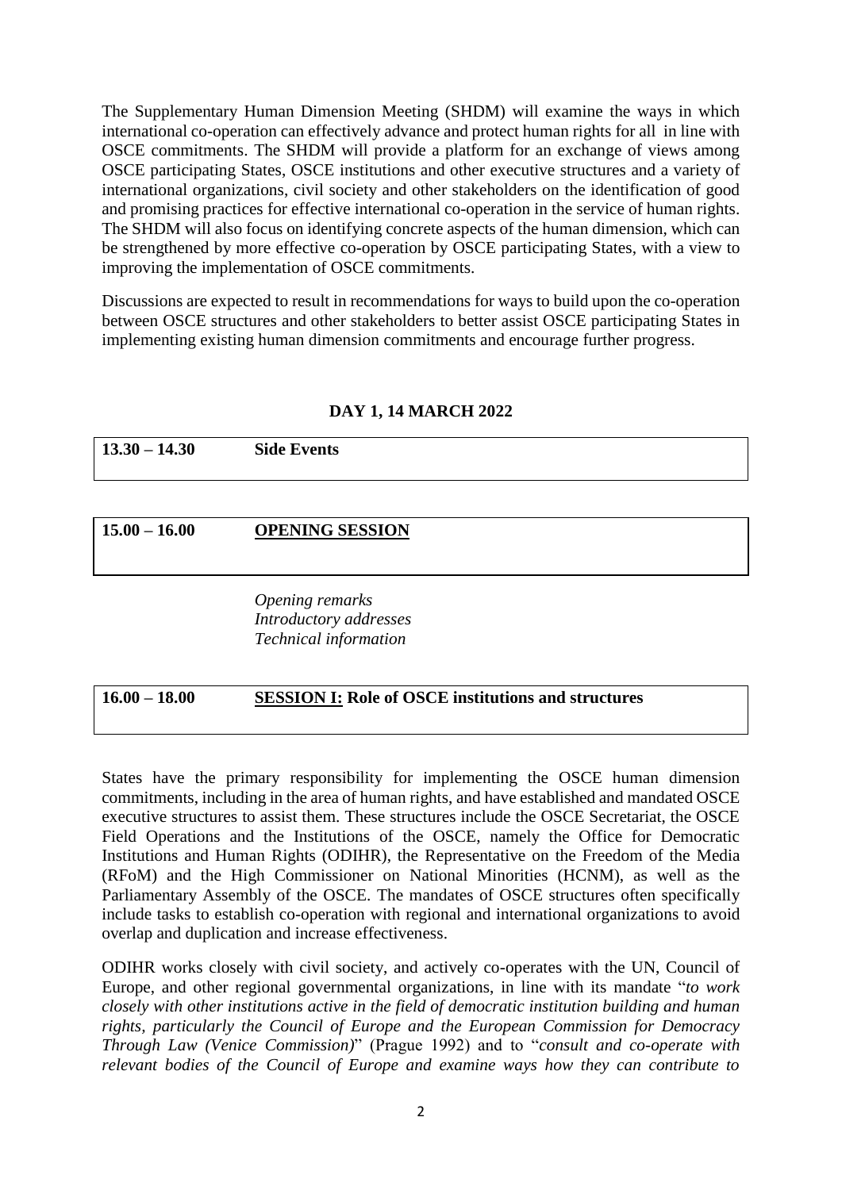The Supplementary Human Dimension Meeting (SHDM) will examine the ways in which international co-operation can effectively advance and protect human rights for all in line with OSCE commitments. The SHDM will provide a platform for an exchange of views among OSCE participating States, OSCE institutions and other executive structures and a variety of international organizations, civil society and other stakeholders on the identification of good and promising practices for effective international co-operation in the service of human rights. The SHDM will also focus on identifying concrete aspects of the human dimension, which can be strengthened by more effective co-operation by OSCE participating States, with a view to improving the implementation of OSCE commitments.

Discussions are expected to result in recommendations for ways to build upon the co-operation between OSCE structures and other stakeholders to better assist OSCE participating States in implementing existing human dimension commitments and encourage further progress.

## DAY 1, 14 MARCH 2022

**13.30 – 14.30 Side Events**

**15.00 – 16.00 OPENING SESSION**

*Opening remarks*
*Introductory addresses*
*Technical information*

**16.00 – 18.00 SESSION I: Role of OSCE institutions and structures**

States have the primary responsibility for implementing the OSCE human dimension commitments, including in the area of human rights, and have established and mandated OSCE executive structures to assist them. These structures include the OSCE Secretariat, the OSCE Field Operations and the Institutions of the OSCE, namely the Office for Democratic Institutions and Human Rights (ODIHR), the Representative on the Freedom of the Media (RFoM) and the High Commissioner on National Minorities (HCNM), as well as the Parliamentary Assembly of the OSCE. The mandates of OSCE structures often specifically include tasks to establish co-operation with regional and international organizations to avoid overlap and duplication and increase effectiveness.

ODIHR works closely with civil society, and actively co-operates with the UN, Council of Europe, and other regional governmental organizations, in line with its mandate "*to work closely with other institutions active in the field of democratic institution building and human rights, particularly the Council of Europe and the European Commission for Democracy Through Law (Venice Commission)*" (Prague 1992) and to "*consult and co-operate with relevant bodies of the Council of Europe and examine ways how they can contribute to*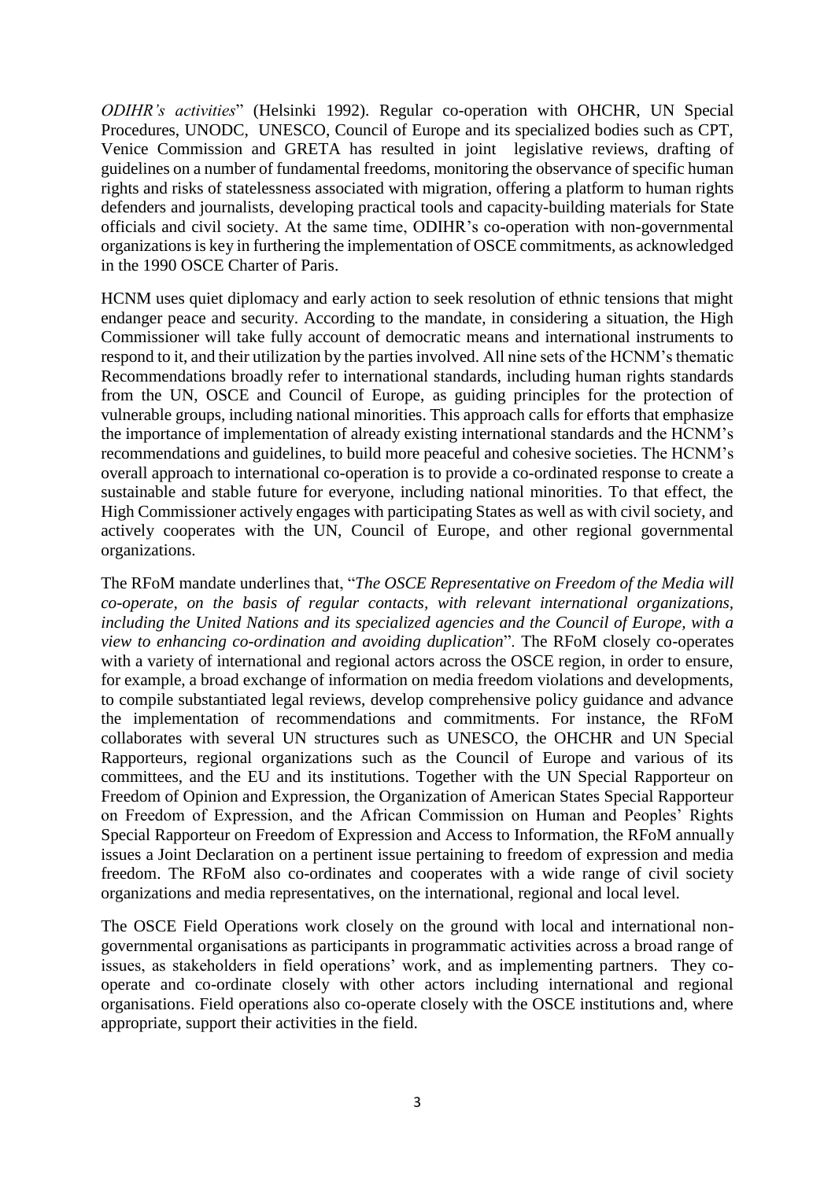*ODIHR's activities*" (Helsinki 1992). Regular co-operation with OHCHR, UN Special Procedures, UNODC, UNESCO, Council of Europe and its specialized bodies such as CPT, Venice Commission and GRETA has resulted in joint legislative reviews, drafting of guidelines on a number of fundamental freedoms, monitoring the observance of specific human rights and risks of statelessness associated with migration, offering a platform to human rights defenders and journalists, developing practical tools and capacity-building materials for State officials and civil society. At the same time, ODIHR's co-operation with non-governmental organizations is key in furthering the implementation of OSCE commitments, as acknowledged in the 1990 OSCE Charter of Paris.

HCNM uses quiet diplomacy and early action to seek resolution of ethnic tensions that might endanger peace and security. According to the mandate, in considering a situation, the High Commissioner will take fully account of democratic means and international instruments to respond to it, and their utilization by the parties involved. All nine sets of the HCNM's thematic Recommendations broadly refer to international standards, including human rights standards from the UN, OSCE and Council of Europe, as guiding principles for the protection of vulnerable groups, including national minorities. This approach calls for efforts that emphasize the importance of implementation of already existing international standards and the HCNM's recommendations and guidelines, to build more peaceful and cohesive societies. The HCNM's overall approach to international co-operation is to provide a co-ordinated response to create a sustainable and stable future for everyone, including national minorities. To that effect, the High Commissioner actively engages with participating States as well as with civil society, and actively cooperates with the UN, Council of Europe, and other regional governmental organizations.

The RFoM mandate underlines that, "*The OSCE Representative on Freedom of the Media will co-operate, on the basis of regular contacts, with relevant international organizations, including the United Nations and its specialized agencies and the Council of Europe, with a view to enhancing co-ordination and avoiding duplication*". The RFoM closely co-operates with a variety of international and regional actors across the OSCE region, in order to ensure, for example, a broad exchange of information on media freedom violations and developments, to compile substantiated legal reviews, develop comprehensive policy guidance and advance the implementation of recommendations and commitments. For instance, the RFoM collaborates with several UN structures such as UNESCO, the OHCHR and UN Special Rapporteurs, regional organizations such as the Council of Europe and various of its committees, and the EU and its institutions. Together with the UN Special Rapporteur on Freedom of Opinion and Expression, the Organization of American States Special Rapporteur on Freedom of Expression, and the African Commission on Human and Peoples' Rights Special Rapporteur on Freedom of Expression and Access to Information, the RFoM annually issues a Joint Declaration on a pertinent issue pertaining to freedom of expression and media freedom. The RFoM also co-ordinates and cooperates with a wide range of civil society organizations and media representatives, on the international, regional and local level.

The OSCE Field Operations work closely on the ground with local and international non-governmental organisations as participants in programmatic activities across a broad range of issues, as stakeholders in field operations' work, and as implementing partners. They co-operate and co-ordinate closely with other actors including international and regional organisations. Field operations also co-operate closely with the OSCE institutions and, where appropriate, support their activities in the field.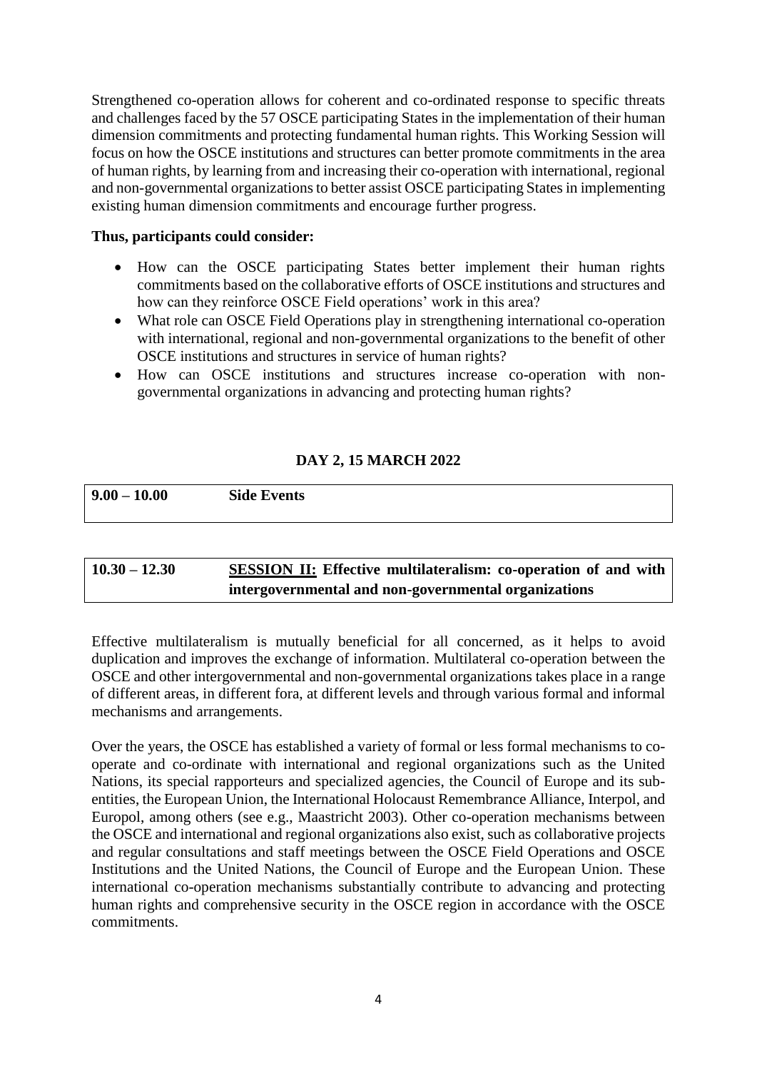Strengthened co-operation allows for coherent and co-ordinated response to specific threats and challenges faced by the 57 OSCE participating States in the implementation of their human dimension commitments and protecting fundamental human rights. This Working Session will focus on how the OSCE institutions and structures can better promote commitments in the area of human rights, by learning from and increasing their co-operation with international, regional and non-governmental organizations to better assist OSCE participating States in implementing existing human dimension commitments and encourage further progress.

**Thus, participants could consider:**

- How can the OSCE participating States better implement their human rights commitments based on the collaborative efforts of OSCE institutions and structures and how can they reinforce OSCE Field operations' work in this area?
- What role can OSCE Field Operations play in strengthening international co-operation with international, regional and non-governmental organizations to the benefit of other OSCE institutions and structures in service of human rights?
- How can OSCE institutions and structures increase co-operation with non-governmental organizations in advancing and protecting human rights?

**DAY 2, 15 MARCH 2022**

| **9.00 – 10.00** | **Side Events** |
|---|---|

| **10.30 – 12.30** | **SESSION II: Effective multilateralism: co-operation of and with intergovernmental and non-governmental organizations** |
|---|---|

Effective multilateralism is mutually beneficial for all concerned, as it helps to avoid duplication and improves the exchange of information. Multilateral co-operation between the OSCE and other intergovernmental and non-governmental organizations takes place in a range of different areas, in different fora, at different levels and through various formal and informal mechanisms and arrangements.

Over the years, the OSCE has established a variety of formal or less formal mechanisms to co-operate and co-ordinate with international and regional organizations such as the United Nations, its special rapporteurs and specialized agencies, the Council of Europe and its sub-entities, the European Union, the International Holocaust Remembrance Alliance, Interpol, and Europol, among others (see e.g., Maastricht 2003). Other co-operation mechanisms between the OSCE and international and regional organizations also exist, such as collaborative projects and regular consultations and staff meetings between the OSCE Field Operations and OSCE Institutions and the United Nations, the Council of Europe and the European Union. These international co-operation mechanisms substantially contribute to advancing and protecting human rights and comprehensive security in the OSCE region in accordance with the OSCE commitments.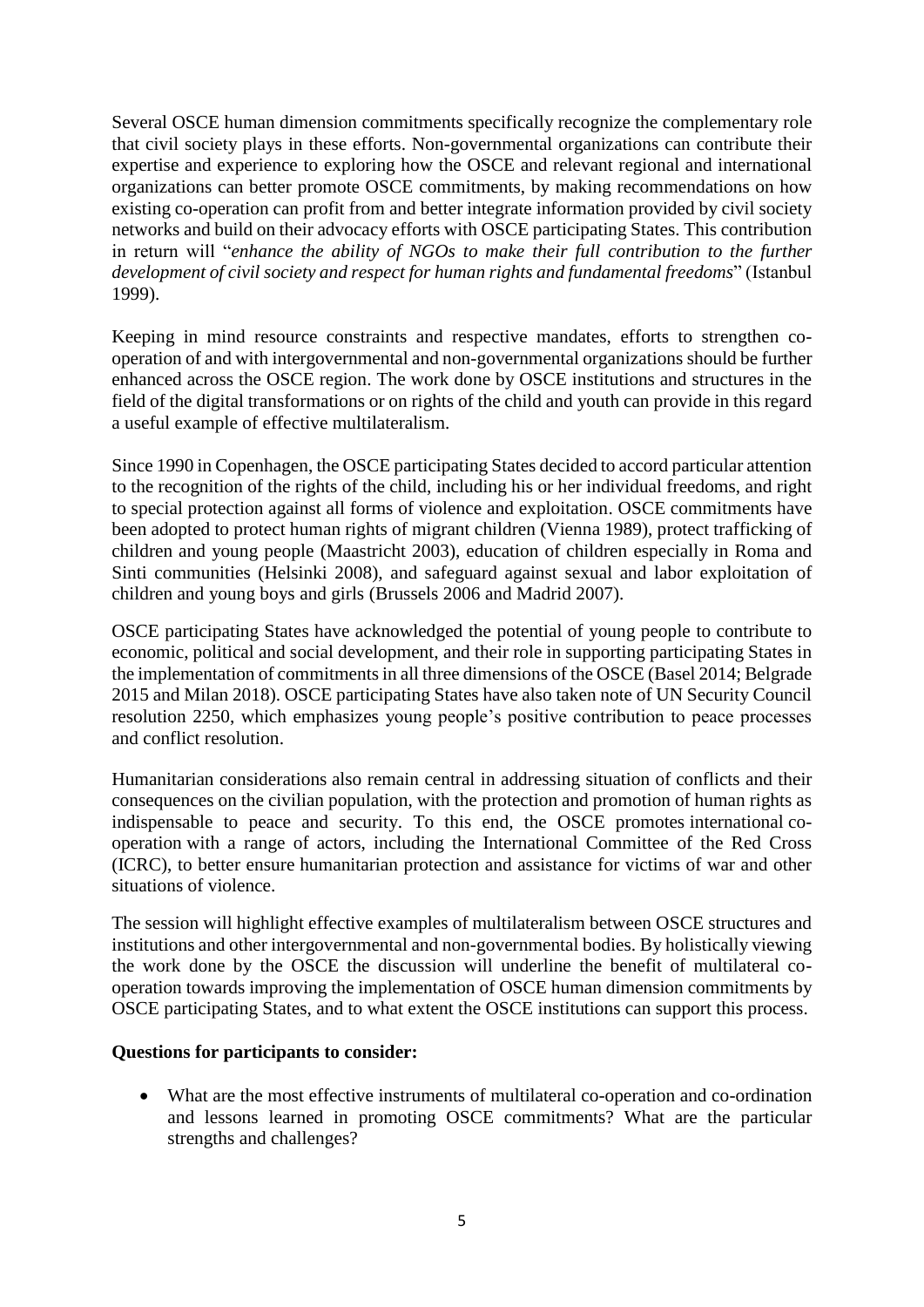Several OSCE human dimension commitments specifically recognize the complementary role that civil society plays in these efforts. Non-governmental organizations can contribute their expertise and experience to exploring how the OSCE and relevant regional and international organizations can better promote OSCE commitments, by making recommendations on how existing co-operation can profit from and better integrate information provided by civil society networks and build on their advocacy efforts with OSCE participating States. This contribution in return will "*enhance the ability of NGOs to make their full contribution to the further development of civil society and respect for human rights and fundamental freedoms*" (Istanbul 1999).

Keeping in mind resource constraints and respective mandates, efforts to strengthen co-operation of and with intergovernmental and non-governmental organizations should be further enhanced across the OSCE region. The work done by OSCE institutions and structures in the field of the digital transformations or on rights of the child and youth can provide in this regard a useful example of effective multilateralism.

Since 1990 in Copenhagen, the OSCE participating States decided to accord particular attention to the recognition of the rights of the child, including his or her individual freedoms, and right to special protection against all forms of violence and exploitation. OSCE commitments have been adopted to protect human rights of migrant children (Vienna 1989), protect trafficking of children and young people (Maastricht 2003), education of children especially in Roma and Sinti communities (Helsinki 2008), and safeguard against sexual and labor exploitation of children and young boys and girls (Brussels 2006 and Madrid 2007).

OSCE participating States have acknowledged the potential of young people to contribute to economic, political and social development, and their role in supporting participating States in the implementation of commitments in all three dimensions of the OSCE (Basel 2014; Belgrade 2015 and Milan 2018). OSCE participating States have also taken note of UN Security Council resolution 2250, which emphasizes young people's positive contribution to peace processes and conflict resolution.

Humanitarian considerations also remain central in addressing situation of conflicts and their consequences on the civilian population, with the protection and promotion of human rights as indispensable to peace and security. To this end, the OSCE promotes international co-operation with a range of actors, including the International Committee of the Red Cross (ICRC), to better ensure humanitarian protection and assistance for victims of war and other situations of violence.

The session will highlight effective examples of multilateralism between OSCE structures and institutions and other intergovernmental and non-governmental bodies. By holistically viewing the work done by the OSCE the discussion will underline the benefit of multilateral co-operation towards improving the implementation of OSCE human dimension commitments by OSCE participating States, and to what extent the OSCE institutions can support this process.

**Questions for participants to consider:**

- What are the most effective instruments of multilateral co-operation and co-ordination and lessons learned in promoting OSCE commitments? What are the particular strengths and challenges?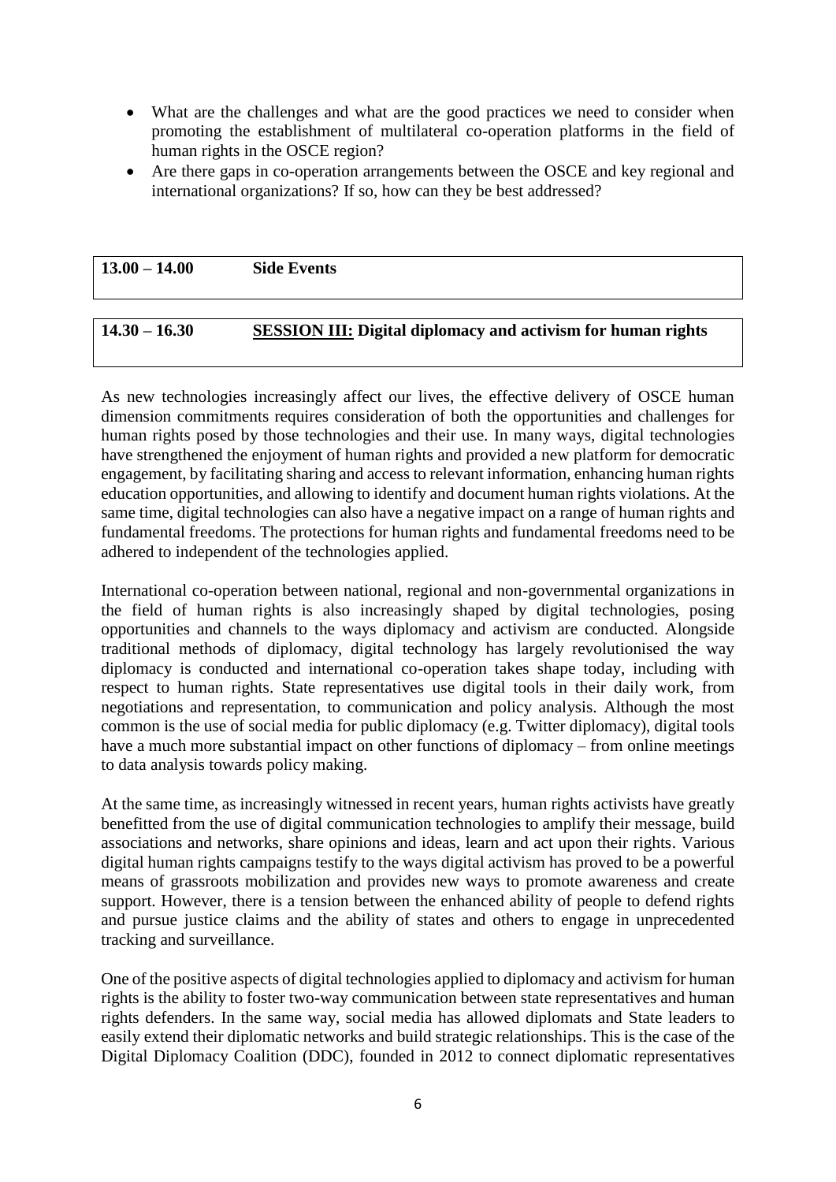- What are the challenges and what are the good practices we need to consider when promoting the establishment of multilateral co-operation platforms in the field of human rights in the OSCE region?
- Are there gaps in co-operation arrangements between the OSCE and key regional and international organizations? If so, how can they be best addressed?

| **13.00 – 14.00** | **Side Events** |
|---|---|

| **14.30 – 16.30** | **SESSION III: Digital diplomacy and activism for human rights** |
|---|---|

As new technologies increasingly affect our lives, the effective delivery of OSCE human dimension commitments requires consideration of both the opportunities and challenges for human rights posed by those technologies and their use. In many ways, digital technologies have strengthened the enjoyment of human rights and provided a new platform for democratic engagement, by facilitating sharing and access to relevant information, enhancing human rights education opportunities, and allowing to identify and document human rights violations. At the same time, digital technologies can also have a negative impact on a range of human rights and fundamental freedoms. The protections for human rights and fundamental freedoms need to be adhered to independent of the technologies applied.

International co-operation between national, regional and non-governmental organizations in the field of human rights is also increasingly shaped by digital technologies, posing opportunities and channels to the ways diplomacy and activism are conducted. Alongside traditional methods of diplomacy, digital technology has largely revolutionised the way diplomacy is conducted and international co-operation takes shape today, including with respect to human rights. State representatives use digital tools in their daily work, from negotiations and representation, to communication and policy analysis. Although the most common is the use of social media for public diplomacy (e.g. Twitter diplomacy), digital tools have a much more substantial impact on other functions of diplomacy – from online meetings to data analysis towards policy making.

At the same time, as increasingly witnessed in recent years, human rights activists have greatly benefitted from the use of digital communication technologies to amplify their message, build associations and networks, share opinions and ideas, learn and act upon their rights. Various digital human rights campaigns testify to the ways digital activism has proved to be a powerful means of grassroots mobilization and provides new ways to promote awareness and create support. However, there is a tension between the enhanced ability of people to defend rights and pursue justice claims and the ability of states and others to engage in unprecedented tracking and surveillance.

One of the positive aspects of digital technologies applied to diplomacy and activism for human rights is the ability to foster two-way communication between state representatives and human rights defenders. In the same way, social media has allowed diplomats and State leaders to easily extend their diplomatic networks and build strategic relationships. This is the case of the Digital Diplomacy Coalition (DDC), founded in 2012 to connect diplomatic representatives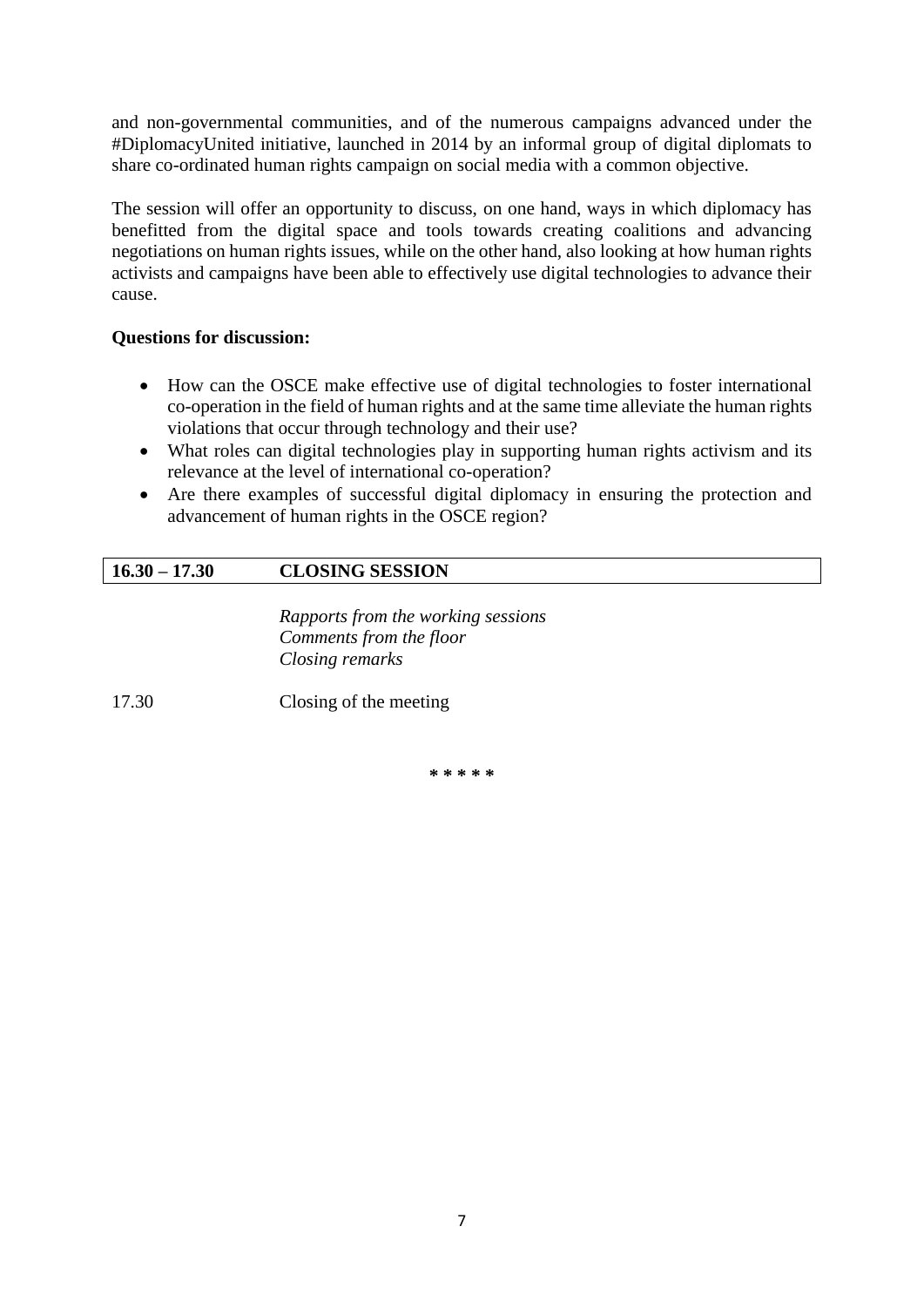and non-governmental communities, and of the numerous campaigns advanced under the #DiplomacyUnited initiative, launched in 2014 by an informal group of digital diplomats to share co-ordinated human rights campaign on social media with a common objective.

The session will offer an opportunity to discuss, on one hand, ways in which diplomacy has benefitted from the digital space and tools towards creating coalitions and advancing negotiations on human rights issues, while on the other hand, also looking at how human rights activists and campaigns have been able to effectively use digital technologies to advance their cause.

**Questions for discussion:**

- How can the OSCE make effective use of digital technologies to foster international co-operation in the field of human rights and at the same time alleviate the human rights violations that occur through technology and their use?
- What roles can digital technologies play in supporting human rights activism and its relevance at the level of international co-operation?
- Are there examples of successful digital diplomacy in ensuring the protection and advancement of human rights in the OSCE region?

| **16.30 – 17.30** | **CLOSING SESSION** |
|---|---|

*Rapports from the working sessions*
*Comments from the floor*
*Closing remarks*

17.30 Closing of the meeting

**\* \* \* \* \***